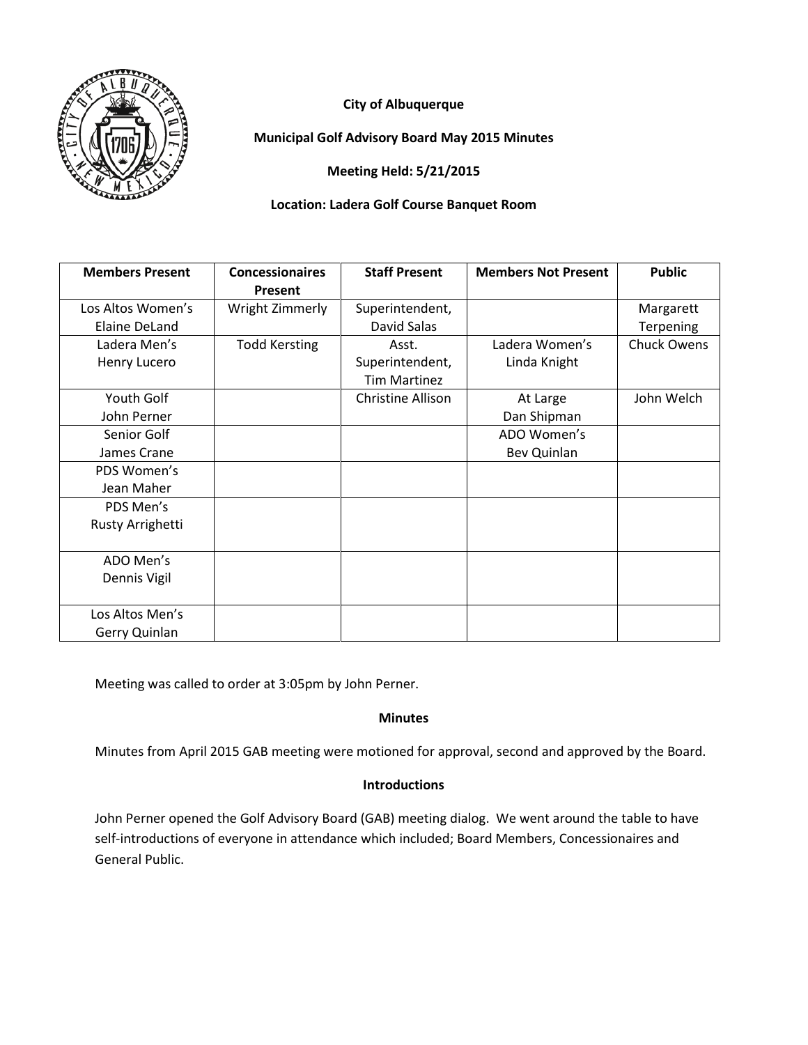**City of Albuquerque**

**Municipal Golf Advisory Board May 2015 Minutes**

**Meeting Held: 5/21/2015**

**Location: Ladera Golf Course Banquet Room**

| Members Present | Concessionaires Present | Staff Present | Members Not Present | Public |
|---|---|---|---|---|
| Los Altos Women's Elaine DeLand | Wright Zimmerly | Superintendent, David Salas | | Margarett Terpening |
| Ladera Men's Henry Lucero | Todd Kersting | Asst. Superintendent, Tim Martinez | Ladera Women's Linda Knight | Chuck Owens |
| Youth Golf John Perner | | Christine Allison | At Large Dan Shipman | John Welch |
| Senior Golf James Crane | | | ADO Women's Bev Quinlan | |
| PDS Women's Jean Maher | | | | |
| PDS Men's Rusty Arrighetti | | | | |
| ADO Men's Dennis Vigil | | | | |
| Los Altos Men's Gerry Quinlan | | | | |

Meeting was called to order at 3:05pm by John Perner.

**Minutes**

Minutes from April 2015 GAB meeting were motioned for approval, second and approved by the Board.

**Introductions**

John Perner opened the Golf Advisory Board (GAB) meeting dialog. We went around the table to have self-introductions of everyone in attendance which included; Board Members, Concessionaires and General Public.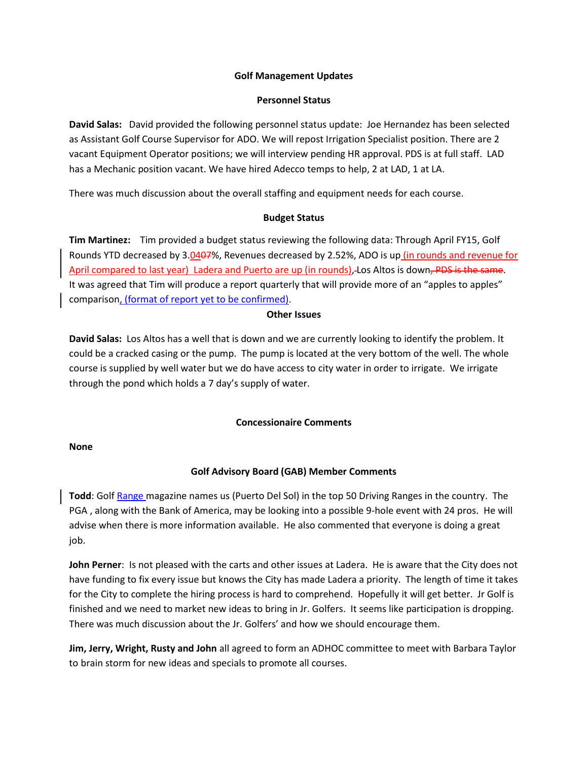**Golf Management Updates**

**Personnel Status**

**David Salas:** David provided the following personnel status update: Joe Hernandez has been selected as Assistant Golf Course Supervisor for ADO. We will repost Irrigation Specialist position. There are 2 vacant Equipment Operator positions; we will interview pending HR approval. PDS is at full staff. LAD has a Mechanic position vacant. We have hired Adecco temps to help, 2 at LAD, 1 at LA.

There was much discussion about the overall staffing and equipment needs for each course.

**Budget Status**

**Tim Martinez:** Tim provided a budget status reviewing the following data: Through April FY15, Golf Rounds YTD decreased by 3.04~~07~~%, Revenues decreased by 2.52%, ADO is up (in rounds and revenue for April compared to last year) Ladera and Puerto are up (in rounds), Los Altos is down~~, PDS is the same~~. It was agreed that Tim will produce a report quarterly that will provide more of an "apples to apples" comparison, (format of report yet to be confirmed).

**Other Issues**

**David Salas:** Los Altos has a well that is down and we are currently looking to identify the problem. It could be a cracked casing or the pump. The pump is located at the very bottom of the well. The whole course is supplied by well water but we do have access to city water in order to irrigate. We irrigate through the pond which holds a 7 day's supply of water.

**Concessionaire Comments**

**None**

**Golf Advisory Board (GAB) Member Comments**

**Todd**: Golf Range magazine names us (Puerto Del Sol) in the top 50 Driving Ranges in the country. The PGA , along with the Bank of America, may be looking into a possible 9-hole event with 24 pros. He will advise when there is more information available. He also commented that everyone is doing a great job.

**John Perner**: Is not pleased with the carts and other issues at Ladera. He is aware that the City does not have funding to fix every issue but knows the City has made Ladera a priority. The length of time it takes for the City to complete the hiring process is hard to comprehend. Hopefully it will get better. Jr Golf is finished and we need to market new ideas to bring in Jr. Golfers. It seems like participation is dropping. There was much discussion about the Jr. Golfers' and how we should encourage them.

**Jim, Jerry, Wright, Rusty and John** all agreed to form an ADHOC committee to meet with Barbara Taylor to brain storm for new ideas and specials to promote all courses.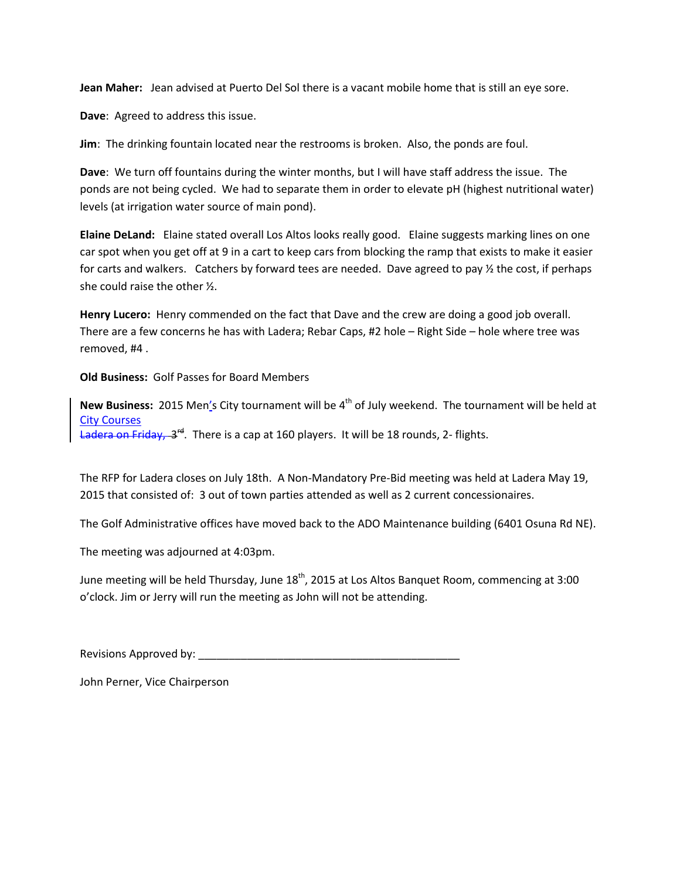**Jean Maher:** Jean advised at Puerto Del Sol there is a vacant mobile home that is still an eye sore.

**Dave**: Agreed to address this issue.

**Jim**: The drinking fountain located near the restrooms is broken. Also, the ponds are foul.

**Dave**: We turn off fountains during the winter months, but I will have staff address the issue. The ponds are not being cycled. We had to separate them in order to elevate pH (highest nutritional water) levels (at irrigation water source of main pond).

**Elaine DeLand:** Elaine stated overall Los Altos looks really good. Elaine suggests marking lines on one car spot when you get off at 9 in a cart to keep cars from blocking the ramp that exists to make it easier for carts and walkers. Catchers by forward tees are needed. Dave agreed to pay ½ the cost, if perhaps she could raise the other ½.

**Henry Lucero:** Henry commended on the fact that Dave and the crew are doing a good job overall. There are a few concerns he has with Ladera; Rebar Caps, #2 hole – Right Side – hole where tree was removed, #4 .

**Old Business:** Golf Passes for Board Members

**New Business:** 2015 Men's City tournament will be 4th of July weekend. The tournament will be held at City Courses ~~Ladera on Friday, 3rd~~. There is a cap at 160 players. It will be 18 rounds, 2- flights.

The RFP for Ladera closes on July 18th. A Non-Mandatory Pre-Bid meeting was held at Ladera May 19, 2015 that consisted of: 3 out of town parties attended as well as 2 current concessionaires.

The Golf Administrative offices have moved back to the ADO Maintenance building (6401 Osuna Rd NE).

The meeting was adjourned at 4:03pm.

June meeting will be held Thursday, June 18th, 2015 at Los Altos Banquet Room, commencing at 3:00 o'clock. Jim or Jerry will run the meeting as John will not be attending.

Revisions Approved by: ____________________________________________

John Perner, Vice Chairperson